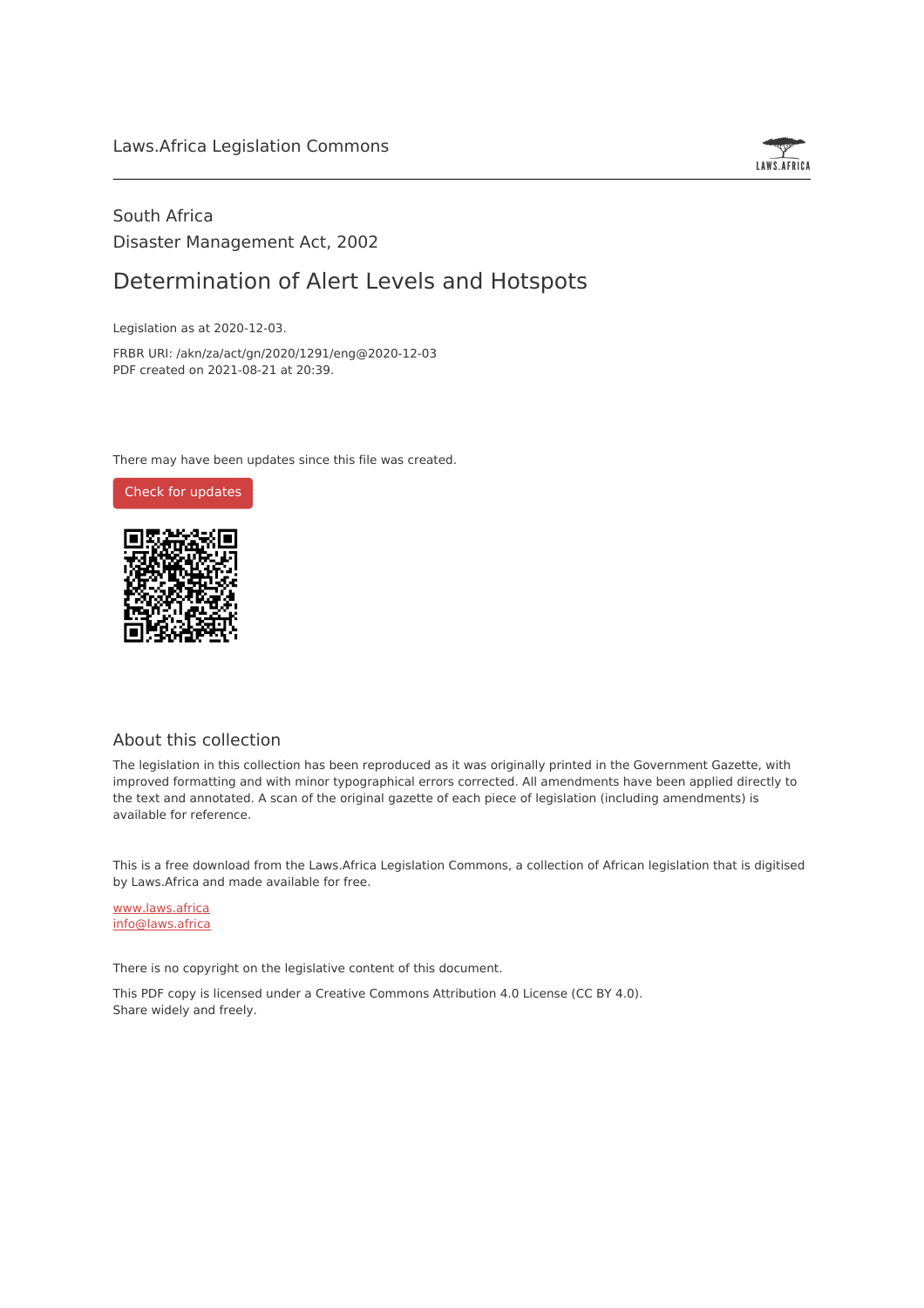Laws.Africa Legislation Commons

South Africa

Disaster Management Act, 2002

# Determination of Alert Levels and Hotspots

Legislation as at 2020-12-03.

FRBR URI: /akn/za/act/gn/2020/1291/eng@2020-12-03

PDF created on 2021-08-21 at 20:39.

There may have been updates since this file was created.

Check for updates

## About this collection

The legislation in this collection has been reproduced as it was originally printed in the Government Gazette, with improved formatting and with minor typographical errors corrected. All amendments have been applied directly to the text and annotated. A scan of the original gazette of each piece of legislation (including amendments) is available for reference.

This is a free download from the Laws.Africa Legislation Commons, a collection of African legislation that is digitised by Laws.Africa and made available for free.

www.laws.africa

info@laws.africa

There is no copyright on the legislative content of this document.

This PDF copy is licensed under a Creative Commons Attribution 4.0 License (CC BY 4.0).
Share widely and freely.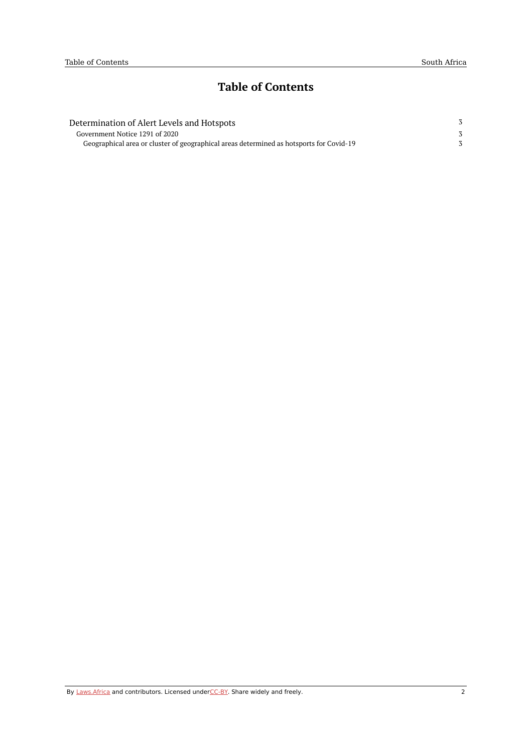# Table of Contents

| | |
|---|---|
| Determination of Alert Levels and Hotspots | 3 |
| Government Notice 1291 of 2020 | 3 |
| Geographical area or cluster of geographical areas determined as hotsports for Covid-19 | 3 |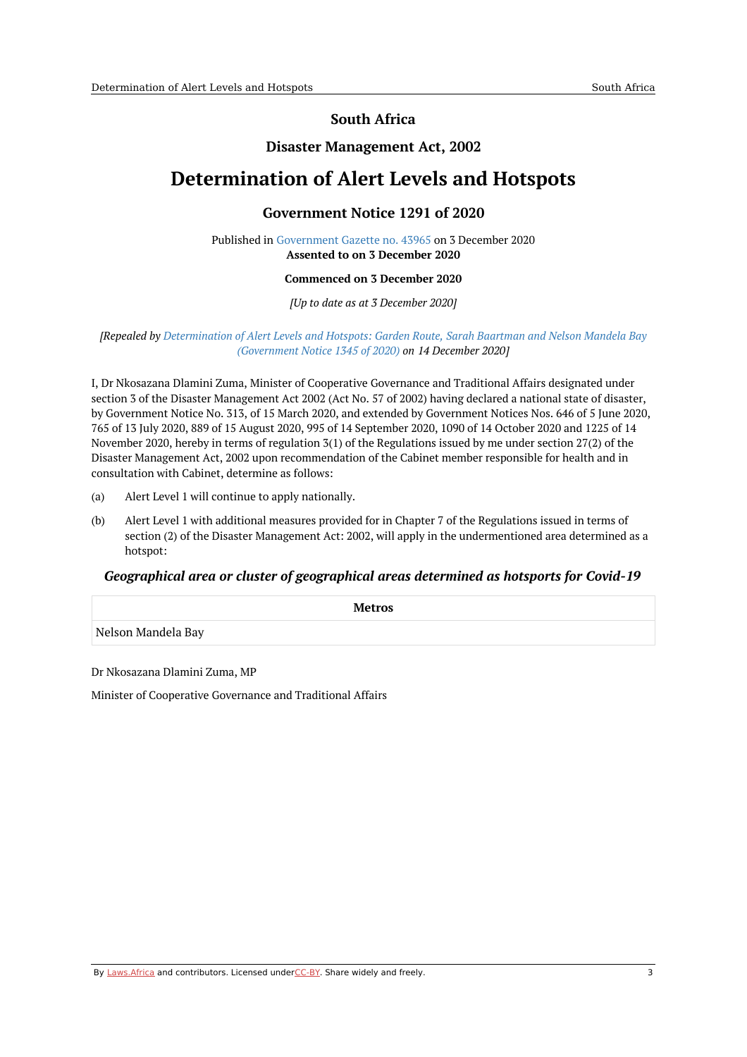# South Africa

## Disaster Management Act, 2002

# Determination of Alert Levels and Hotspots

## Government Notice 1291 of 2020

Published in Government Gazette no. 43965 on 3 December 2020
**Assented to on 3 December 2020**

**Commenced on 3 December 2020**

*[Up to date as at 3 December 2020]*

*[Repealed by Determination of Alert Levels and Hotspots: Garden Route, Sarah Baartman and Nelson Mandela Bay (Government Notice 1345 of 2020) on 14 December 2020]*

I, Dr Nkosazana Dlamini Zuma, Minister of Cooperative Governance and Traditional Affairs designated under section 3 of the Disaster Management Act 2002 (Act No. 57 of 2002) having declared a national state of disaster, by Government Notice No. 313, of 15 March 2020, and extended by Government Notices Nos. 646 of 5 June 2020, 765 of 13 July 2020, 889 of 15 August 2020, 995 of 14 September 2020, 1090 of 14 October 2020 and 1225 of 14 November 2020, hereby in terms of regulation 3(1) of the Regulations issued by me under section 27(2) of the Disaster Management Act, 2002 upon recommendation of the Cabinet member responsible for health and in consultation with Cabinet, determine as follows:

(a) Alert Level 1 will continue to apply nationally.

(b) Alert Level 1 with additional measures provided for in Chapter 7 of the Regulations issued in terms of section (2) of the Disaster Management Act: 2002, will apply in the undermentioned area determined as a hotspot:

### *Geographical area or cluster of geographical areas determined as hotsports for Covid-19*

| Metros |
| --- |
| Nelson Mandela Bay |

Dr Nkosazana Dlamini Zuma, MP

Minister of Cooperative Governance and Traditional Affairs